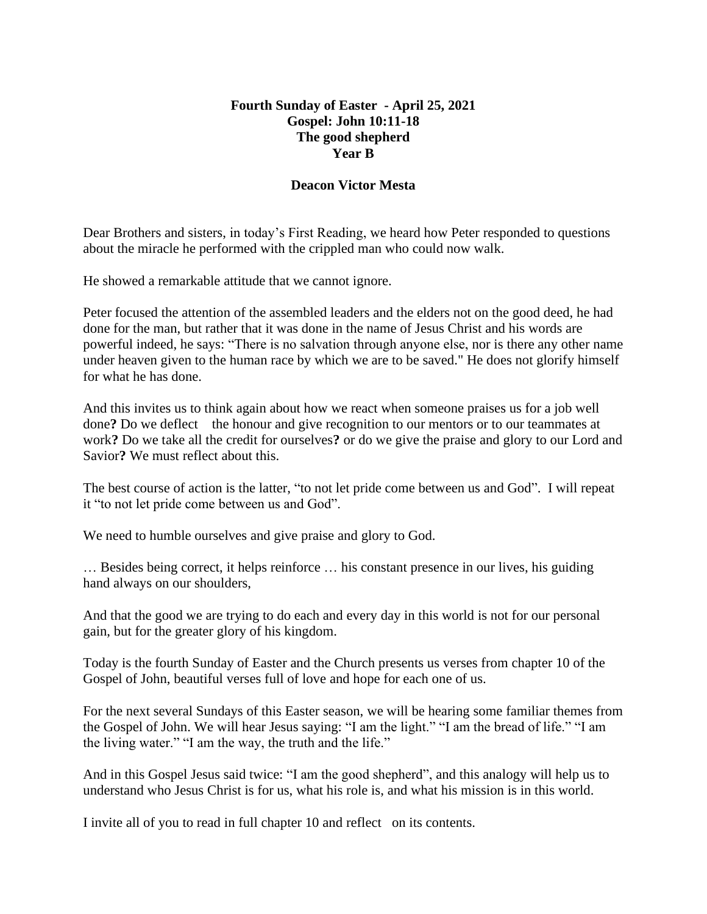**Fourth Sunday of Easter - April 25, 2021**
**Gospel: John 10:11-18**
**The good shepherd**
**Year B**

**Deacon Victor Mesta**

Dear Brothers and sisters, in today's First Reading, we heard how Peter responded to questions about the miracle he performed with the crippled man who could now walk.

He showed a remarkable attitude that we cannot ignore.

Peter focused the attention of the assembled leaders and the elders not on the good deed, he had done for the man, but rather that it was done in the name of Jesus Christ and his words are powerful indeed, he says: "There is no salvation through anyone else, nor is there any other name under heaven given to the human race by which we are to be saved." He does not glorify himself for what he has done.

And this invites us to think again about how we react when someone praises us for a job well done**?** Do we deflect the honour and give recognition to our mentors or to our teammates at work**?** Do we take all the credit for ourselves**?** or do we give the praise and glory to our Lord and Savior**?** We must reflect about this.

The best course of action is the latter, "to not let pride come between us and God". I will repeat it "to not let pride come between us and God".

We need to humble ourselves and give praise and glory to God.

… Besides being correct, it helps reinforce … his constant presence in our lives, his guiding hand always on our shoulders,

And that the good we are trying to do each and every day in this world is not for our personal gain, but for the greater glory of his kingdom.

Today is the fourth Sunday of Easter and the Church presents us verses from chapter 10 of the Gospel of John, beautiful verses full of love and hope for each one of us.

For the next several Sundays of this Easter season, we will be hearing some familiar themes from the Gospel of John. We will hear Jesus saying: "I am the light." "I am the bread of life." "I am the living water." "I am the way, the truth and the life."

And in this Gospel Jesus said twice: "I am the good shepherd", and this analogy will help us to understand who Jesus Christ is for us, what his role is, and what his mission is in this world.

I invite all of you to read in full chapter 10 and reflect on its contents.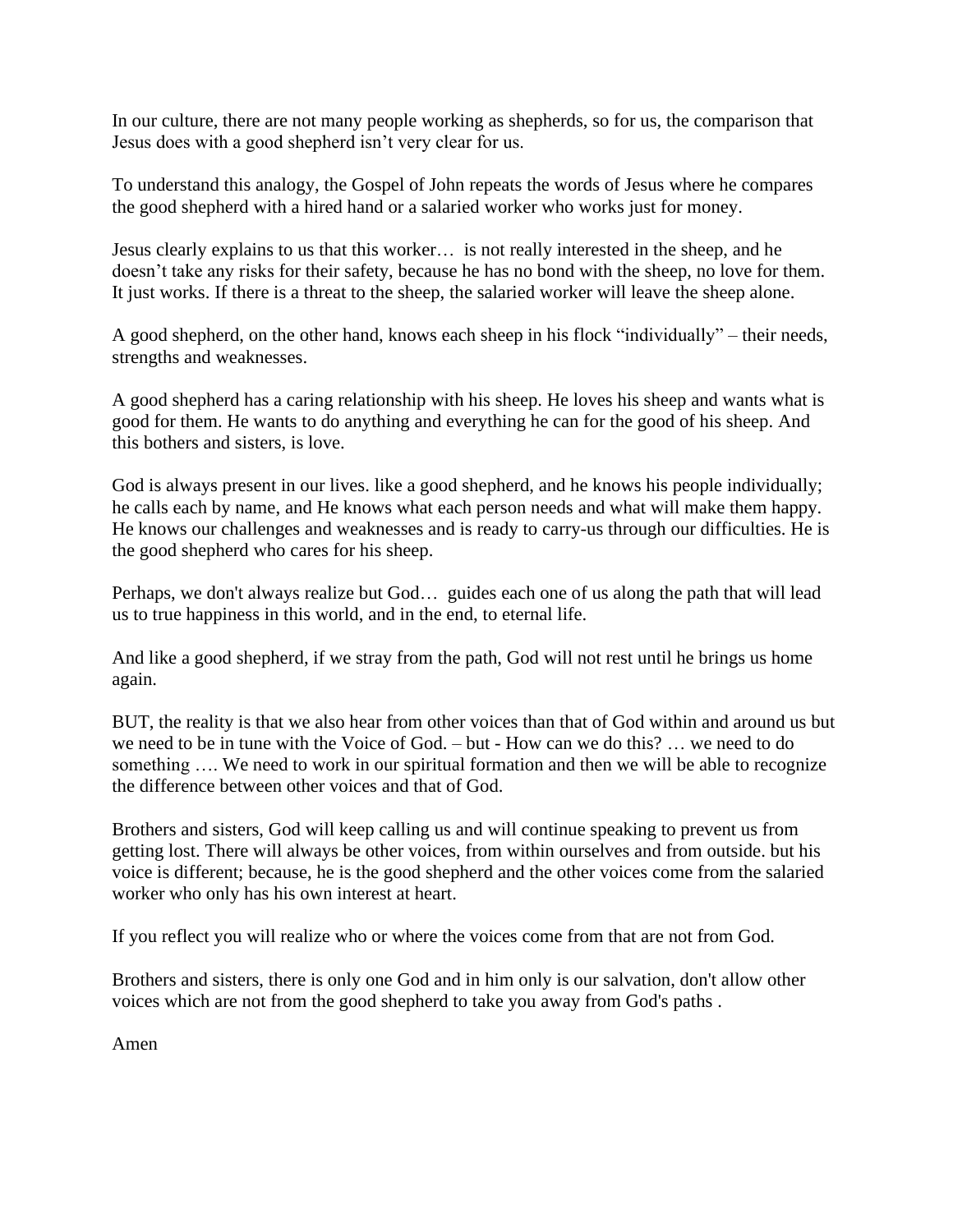In our culture, there are not many people working as shepherds, so for us, the comparison that Jesus does with a good shepherd isn't very clear for us.

To understand this analogy, the Gospel of John repeats the words of Jesus where he compares the good shepherd with a hired hand or a salaried worker who works just for money.

Jesus clearly explains to us that this worker… is not really interested in the sheep, and he doesn't take any risks for their safety, because he has no bond with the sheep, no love for them. It just works. If there is a threat to the sheep, the salaried worker will leave the sheep alone.

A good shepherd, on the other hand, knows each sheep in his flock "individually" – their needs, strengths and weaknesses.

A good shepherd has a caring relationship with his sheep. He loves his sheep and wants what is good for them. He wants to do anything and everything he can for the good of his sheep. And this bothers and sisters, is love.

God is always present in our lives. like a good shepherd, and he knows his people individually; he calls each by name, and He knows what each person needs and what will make them happy. He knows our challenges and weaknesses and is ready to carry-us through our difficulties. He is the good shepherd who cares for his sheep.

Perhaps, we don't always realize but God… guides each one of us along the path that will lead us to true happiness in this world, and in the end, to eternal life.

And like a good shepherd, if we stray from the path, God will not rest until he brings us home again.

BUT, the reality is that we also hear from other voices than that of God within and around us but we need to be in tune with the Voice of God. – but - How can we do this? … we need to do something …. We need to work in our spiritual formation and then we will be able to recognize the difference between other voices and that of God.

Brothers and sisters, God will keep calling us and will continue speaking to prevent us from getting lost. There will always be other voices, from within ourselves and from outside. but his voice is different; because, he is the good shepherd and the other voices come from the salaried worker who only has his own interest at heart.

If you reflect you will realize who or where the voices come from that are not from God.

Brothers and sisters, there is only one God and in him only is our salvation, don't allow other voices which are not from the good shepherd to take you away from God's paths .

Amen